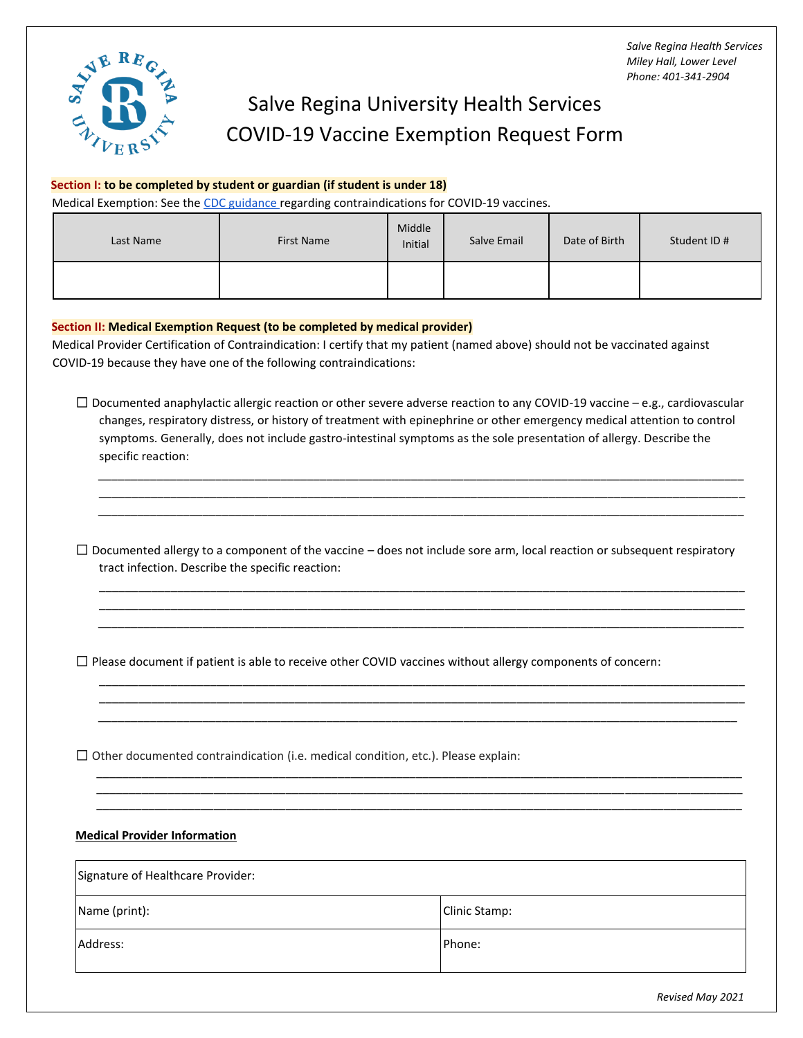*Salve Regina Health Services*
*Miley Hall, Lower Level*
*Phone: 401-341-2904*

# Salve Regina University Health Services
# COVID-19 Vaccine Exemption Request Form

**Section I: to be completed by student or guardian (if student is under 18)**

Medical Exemption: See the CDC guidance regarding contraindications for COVID-19 vaccines.

| Last Name | First Name | Middle Initial | Salve Email | Date of Birth | Student ID # |
|---|---|---|---|---|---|
| | | | | | |

**Section II: Medical Exemption Request (to be completed by medical provider)**

Medical Provider Certification of Contraindication: I certify that my patient (named above) should not be vaccinated against COVID-19 because they have one of the following contraindications:

☐ Documented anaphylactic allergic reaction or other severe adverse reaction to any COVID-19 vaccine – e.g., cardiovascular changes, respiratory distress, or history of treatment with epinephrine or other emergency medical attention to control symptoms. Generally, does not include gastro-intestinal symptoms as the sole presentation of allergy. Describe the specific reaction:

______________________________________________________________________________
______________________________________________________________________________
______________________________________________________________________________

☐ Documented allergy to a component of the vaccine – does not include sore arm, local reaction or subsequent respiratory tract infection. Describe the specific reaction:

______________________________________________________________________________
______________________________________________________________________________
______________________________________________________________________________

☐ Please document if patient is able to receive other COVID vaccines without allergy components of concern:

______________________________________________________________________________
______________________________________________________________________________
______________________________________________________________________________

☐ Other documented contraindication (i.e. medical condition, etc.). Please explain:

______________________________________________________________________________
______________________________________________________________________________
______________________________________________________________________________

**Medical Provider Information**

| Signature of Healthcare Provider: | |
|---|---|
| Name (print): | Clinic Stamp: |
| Address: | Phone: |

*Revised May 2021*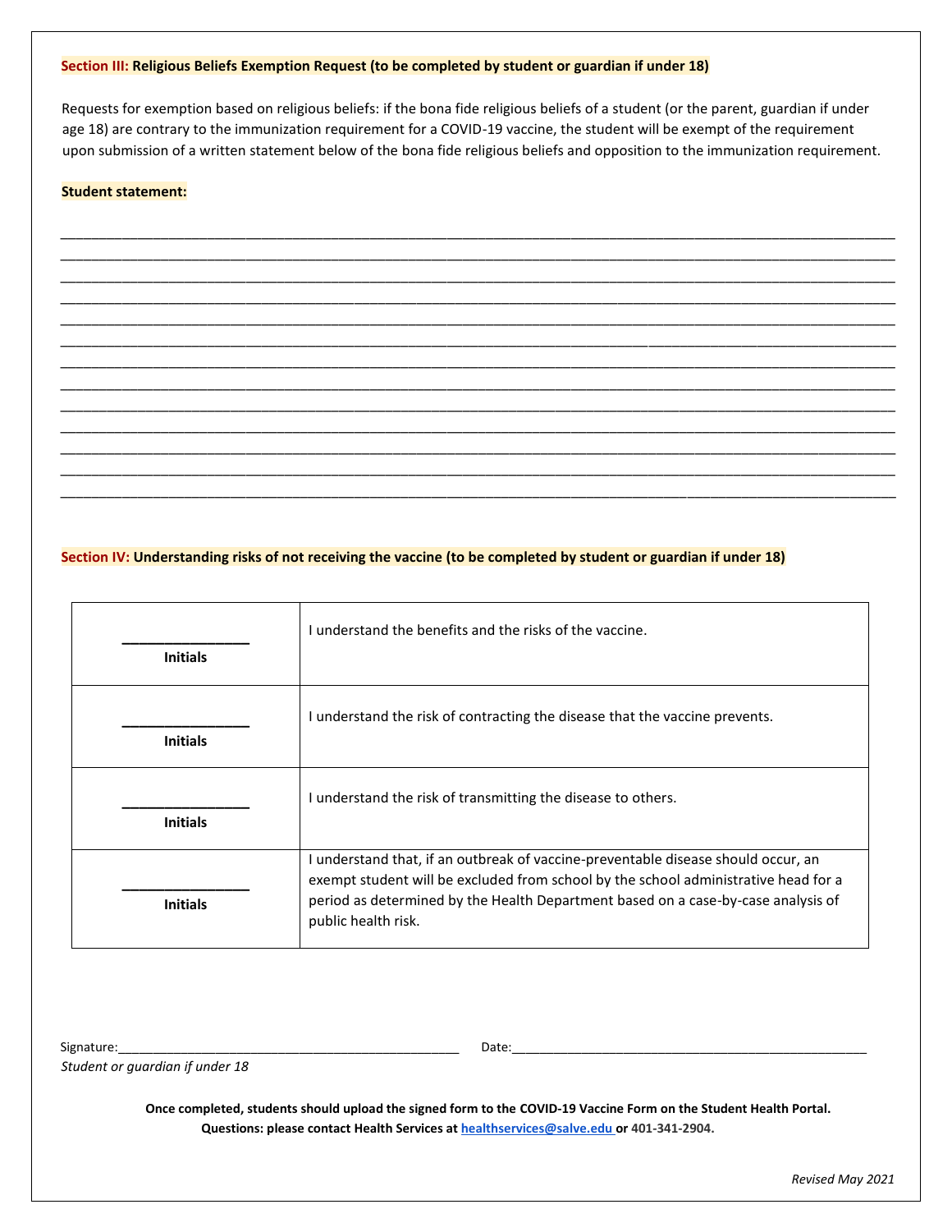**Section III: Religious Beliefs Exemption Request (to be completed by student or guardian if under 18)**

Requests for exemption based on religious beliefs: if the bona fide religious beliefs of a student (or the parent, guardian if under age 18) are contrary to the immunization requirement for a COVID-19 vaccine, the student will be exempt of the requirement upon submission of a written statement below of the bona fide religious beliefs and opposition to the immunization requirement.

**Student statement:**

_______________________________________________________________________________________________

_______________________________________________________________________________________________

_______________________________________________________________________________________________

_______________________________________________________________________________________________

_______________________________________________________________________________________________

_______________________________________________________________________________________________

_______________________________________________________________________________________________

_______________________________________________________________________________________________

_______________________________________________________________________________________________

_______________________________________________________________________________________________

_______________________________________________________________________________________________

_______________________________________________________________________________________________

_______________________________________________________________________________________________

**Section IV: Understanding risks of not receiving the vaccine (to be completed by student or guardian if under 18)**

| | |
|---|---|
| ______________ **Initials** | I understand the benefits and the risks of the vaccine. |
| ______________ **Initials** | I understand the risk of contracting the disease that the vaccine prevents. |
| ______________ **Initials** | I understand the risk of transmitting the disease to others. |
| ______________ **Initials** | I understand that, if an outbreak of vaccine-preventable disease should occur, an exempt student will be excluded from school by the school administrative head for a period as determined by the Health Department based on a case-by-case analysis of public health risk. |

Signature:_______________________________________________ Date:_______________________________________________

*Student or guardian if under 18*

**Once completed, students should upload the signed form to the COVID-19 Vaccine Form on the Student Health Portal.**

**Questions: please contact Health Services at healthservices@salve.edu or 401-341-2904.**

*Revised May 2021*